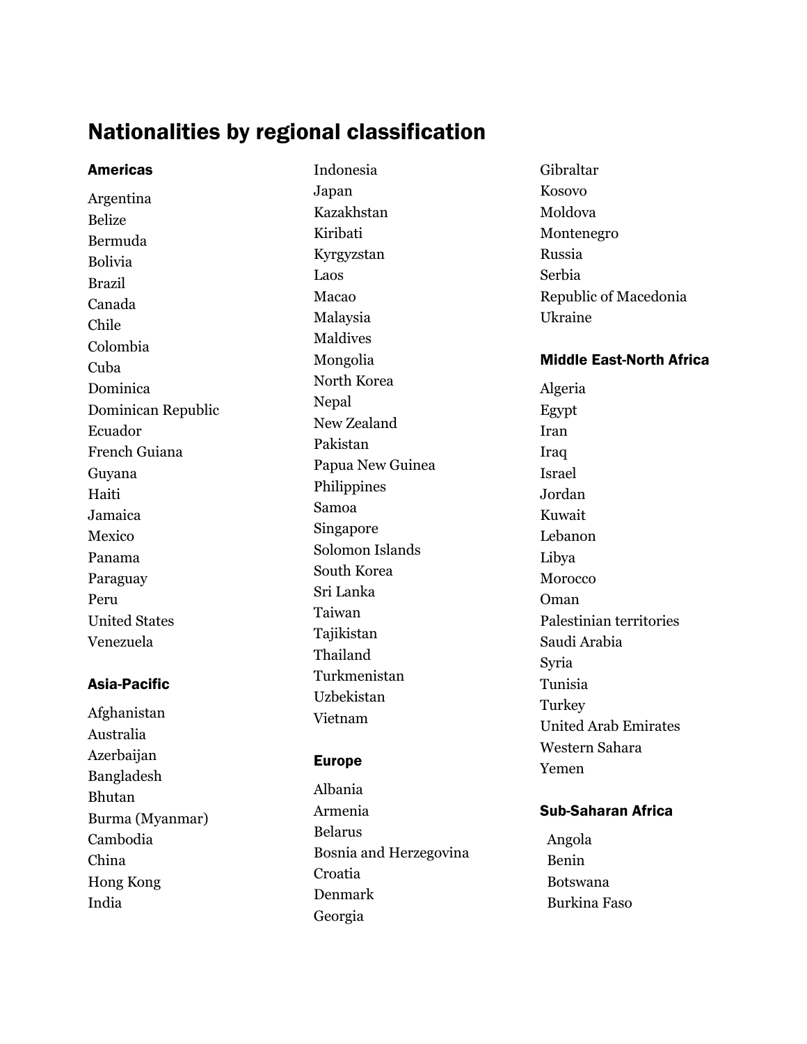# Nationalities by regional classification

## Americas

Argentina
Belize
Bermuda
Bolivia
Brazil
Canada
Chile
Colombia
Cuba
Dominica
Dominican Republic
Ecuador
French Guiana
Guyana
Haiti
Jamaica
Mexico
Panama
Paraguay
Peru
United States
Venezuela

## Asia-Pacific

Afghanistan
Australia
Azerbaijan
Bangladesh
Bhutan
Burma (Myanmar)
Cambodia
China
Hong Kong
India
Indonesia
Japan
Kazakhstan
Kiribati
Kyrgyzstan
Laos
Macao
Malaysia
Maldives
Mongolia
North Korea
Nepal
New Zealand
Pakistan
Papua New Guinea
Philippines
Samoa
Singapore
Solomon Islands
South Korea
Sri Lanka
Taiwan
Tajikistan
Thailand
Turkmenistan
Uzbekistan
Vietnam

## Europe

Albania
Armenia
Belarus
Bosnia and Herzegovina
Croatia
Denmark
Georgia
Gibraltar
Kosovo
Moldova
Montenegro
Russia
Serbia
Republic of Macedonia
Ukraine

## Middle East-North Africa

Algeria
Egypt
Iran
Iraq
Israel
Jordan
Kuwait
Lebanon
Libya
Morocco
Oman
Palestinian territories
Saudi Arabia
Syria
Tunisia
Turkey
United Arab Emirates
Western Sahara
Yemen

## Sub-Saharan Africa

Angola
Benin
Botswana
Burkina Faso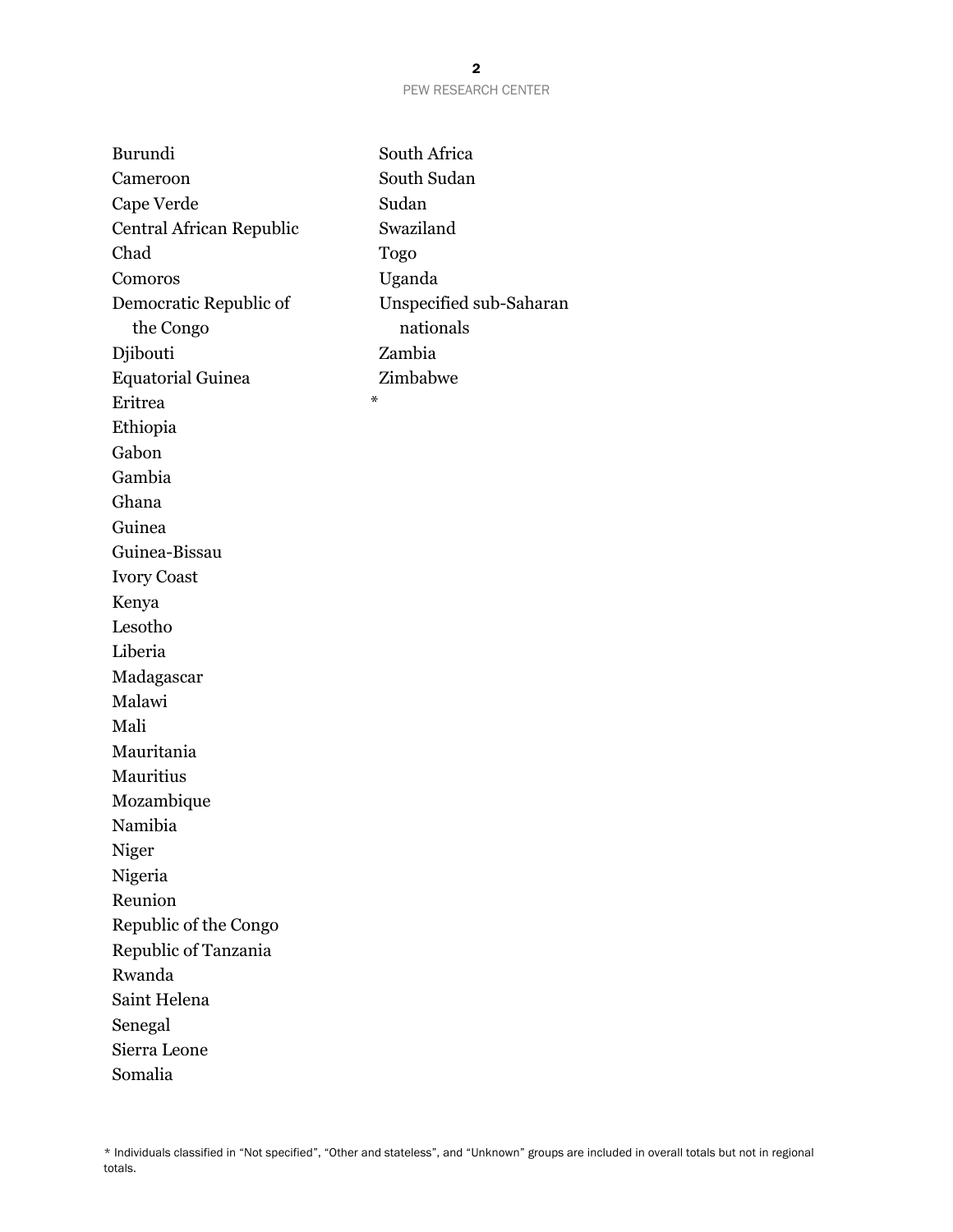Burundi
Cameroon
Cape Verde
Central African Republic
Chad
Comoros
Democratic Republic of the Congo
Djibouti
Equatorial Guinea
Eritrea
Ethiopia
Gabon
Gambia
Ghana
Guinea
Guinea-Bissau
Ivory Coast
Kenya
Lesotho
Liberia
Madagascar
Malawi
Mali
Mauritania
Mauritius
Mozambique
Namibia
Niger
Nigeria
Reunion
Republic of the Congo
Republic of Tanzania
Rwanda
Saint Helena
Senegal
Sierra Leone
Somalia
South Africa
South Sudan
Sudan
Swaziland
Togo
Uganda
Unspecified sub-Saharan nationals
Zambia
Zimbabwe

*

* Individuals classified in “Not specified”, “Other and stateless”, and “Unknown” groups are included in overall totals but not in regional totals.